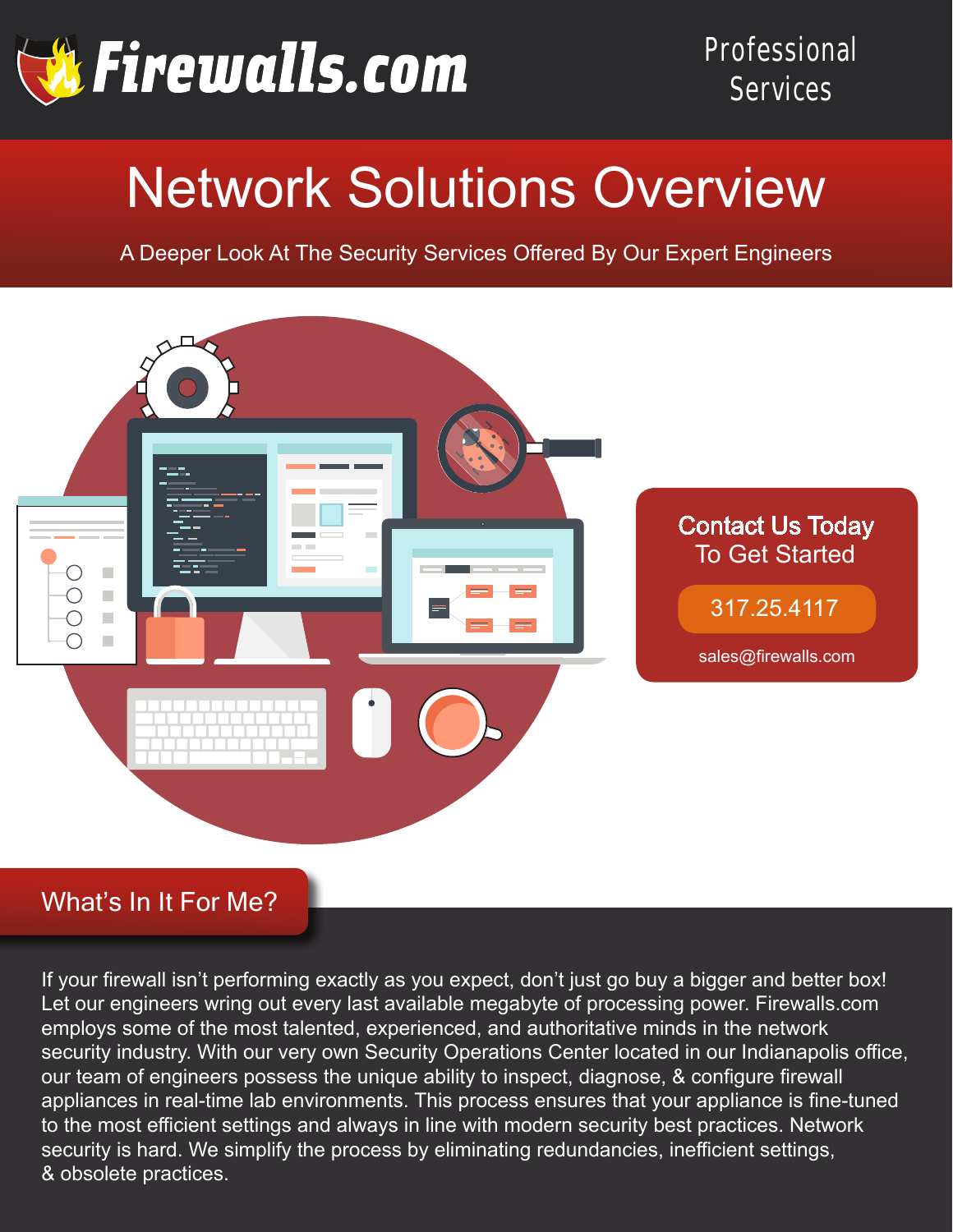Firewalls.com

Professional Services

# Network Solutions Overview

A Deeper Look At The Security Services Offered By Our Expert Engineers

**Contact Us Today**
To Get Started

317.25.4117

sales@firewalls.com

## What's In It For Me?

If your firewall isn't performing exactly as you expect, don't just go buy a bigger and better box! Let our engineers wring out every last available megabyte of processing power. Firewalls.com employs some of the most talented, experienced, and authoritative minds in the network security industry. With our very own Security Operations Center located in our Indianapolis office, our team of engineers possess the unique ability to inspect, diagnose, & configure firewall appliances in real-time lab environments. This process ensures that your appliance is fine-tuned to the most efficient settings and always in line with modern security best practices. Network security is hard. We simplify the process by eliminating redundancies, inefficient settings, & obsolete practices.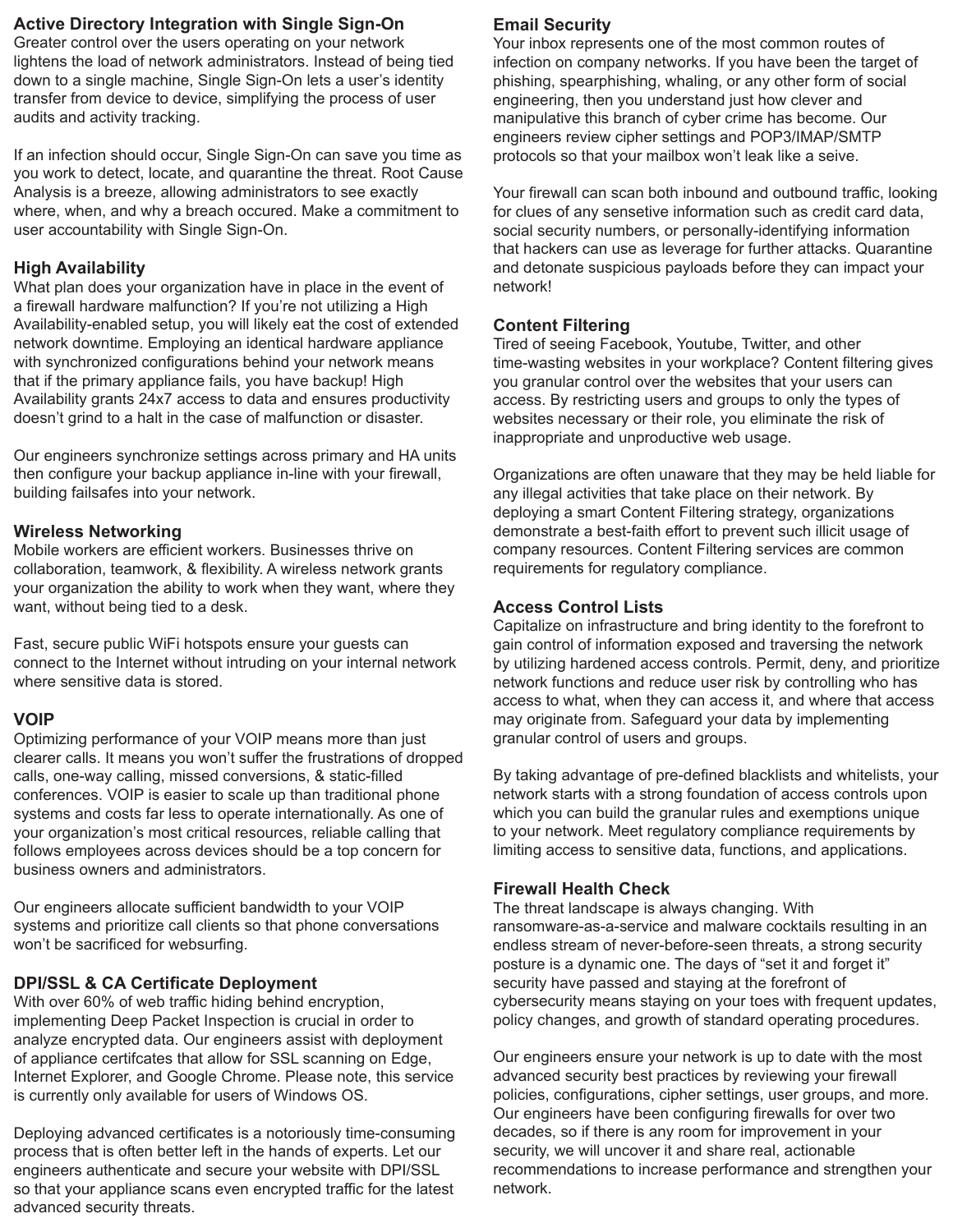## Active Directory Integration with Single Sign-On

Greater control over the users operating on your network lightens the load of network administrators. Instead of being tied down to a single machine, Single Sign-On lets a user's identity transfer from device to device, simplifying the process of user audits and activity tracking.

If an infection should occur, Single Sign-On can save you time as you work to detect, locate, and quarantine the threat. Root Cause Analysis is a breeze, allowing administrators to see exactly where, when, and why a breach occured. Make a commitment to user accountability with Single Sign-On.

## High Availability

What plan does your organization have in place in the event of a firewall hardware malfunction? If you're not utilizing a High Availability-enabled setup, you will likely eat the cost of extended network downtime. Employing an identical hardware appliance with synchronized configurations behind your network means that if the primary appliance fails, you have backup! High Availability grants 24x7 access to data and ensures productivity doesn't grind to a halt in the case of malfunction or disaster.

Our engineers synchronize settings across primary and HA units then configure your backup appliance in-line with your firewall, building failsafes into your network.

## Wireless Networking

Mobile workers are efficient workers. Businesses thrive on collaboration, teamwork, & flexibility. A wireless network grants your organization the ability to work when they want, where they want, without being tied to a desk.

Fast, secure public WiFi hotspots ensure your guests can connect to the Internet without intruding on your internal network where sensitive data is stored.

## VOIP

Optimizing performance of your VOIP means more than just clearer calls. It means you won't suffer the frustrations of dropped calls, one-way calling, missed conversions, & static-filled conferences. VOIP is easier to scale up than traditional phone systems and costs far less to operate internationally. As one of your organization's most critical resources, reliable calling that follows employees across devices should be a top concern for business owners and administrators.

Our engineers allocate sufficient bandwidth to your VOIP systems and prioritize call clients so that phone conversations won't be sacrificed for websurfing.

## DPI/SSL & CA Certificate Deployment

With over 60% of web traffic hiding behind encryption, implementing Deep Packet Inspection is crucial in order to analyze encrypted data. Our engineers assist with deployment of appliance certifcates that allow for SSL scanning on Edge, Internet Explorer, and Google Chrome. Please note, this service is currently only available for users of Windows OS.

Deploying advanced certificates is a notoriously time-consuming process that is often better left in the hands of experts. Let our engineers authenticate and secure your website with DPI/SSL so that your appliance scans even encrypted traffic for the latest advanced security threats.

## Email Security

Your inbox represents one of the most common routes of infection on company networks. If you have been the target of phishing, spearphishing, whaling, or any other form of social engineering, then you understand just how clever and manipulative this branch of cyber crime has become. Our engineers review cipher settings and POP3/IMAP/SMTP protocols so that your mailbox won't leak like a seive.

Your firewall can scan both inbound and outbound traffic, looking for clues of any sensetive information such as credit card data, social security numbers, or personally-identifying information that hackers can use as leverage for further attacks. Quarantine and detonate suspicious payloads before they can impact your network!

## Content Filtering

Tired of seeing Facebook, Youtube, Twitter, and other time-wasting websites in your workplace? Content filtering gives you granular control over the websites that your users can access. By restricting users and groups to only the types of websites necessary or their role, you eliminate the risk of inappropriate and unproductive web usage.

Organizations are often unaware that they may be held liable for any illegal activities that take place on their network. By deploying a smart Content Filtering strategy, organizations demonstrate a best-faith effort to prevent such illicit usage of company resources. Content Filtering services are common requirements for regulatory compliance.

## Access Control Lists

Capitalize on infrastructure and bring identity to the forefront to gain control of information exposed and traversing the network by utilizing hardened access controls. Permit, deny, and prioritize network functions and reduce user risk by controlling who has access to what, when they can access it, and where that access may originate from. Safeguard your data by implementing granular control of users and groups.

By taking advantage of pre-defined blacklists and whitelists, your network starts with a strong foundation of access controls upon which you can build the granular rules and exemptions unique to your network. Meet regulatory compliance requirements by limiting access to sensitive data, functions, and applications.

## Firewall Health Check

The threat landscape is always changing. With ransomware-as-a-service and malware cocktails resulting in an endless stream of never-before-seen threats, a strong security posture is a dynamic one. The days of "set it and forget it" security have passed and staying at the forefront of cybersecurity means staying on your toes with frequent updates, policy changes, and growth of standard operating procedures.

Our engineers ensure your network is up to date with the most advanced security best practices by reviewing your firewall policies, configurations, cipher settings, user groups, and more. Our engineers have been configuring firewalls for over two decades, so if there is any room for improvement in your security, we will uncover it and share real, actionable recommendations to increase performance and strengthen your network.